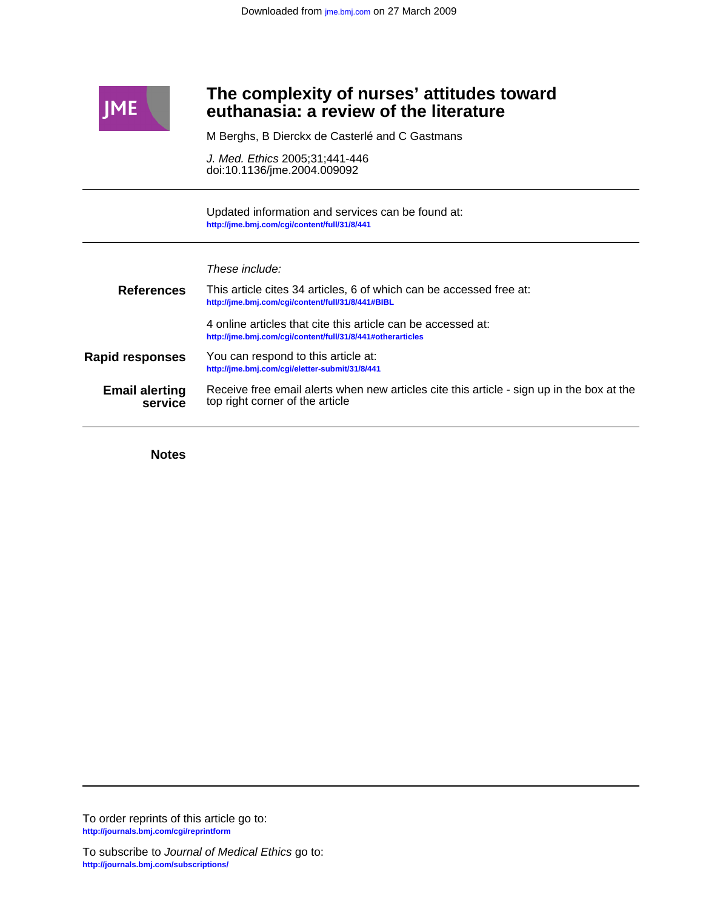Downloaded from jme.bmj.com on 27 March 2009

# The complexity of nurses' attitudes toward euthanasia: a review of the literature

M Berghs, B Dierckx de Casterlé and C Gastmans

*J. Med. Ethics* 2005;31;441-446
doi:10.1136/jme.2004.009092

Updated information and services can be found at:
http://jme.bmj.com/cgi/content/full/31/8/441

*These include:*

**References**

This article cites 34 articles, 6 of which can be accessed free at:
http://jme.bmj.com/cgi/content/full/31/8/441#BIBL

4 online articles that cite this article can be accessed at:
http://jme.bmj.com/cgi/content/full/31/8/441#otherarticles

**Rapid responses**

You can respond to this article at:
http://jme.bmj.com/cgi/eletter-submit/31/8/441

**Email alerting service**

Receive free email alerts when new articles cite this article - sign up in the box at the top right corner of the article

**Notes**

To order reprints of this article go to:
http://journals.bmj.com/cgi/reprintform

To subscribe to *Journal of Medical Ethics* go to:
http://journals.bmj.com/subscriptions/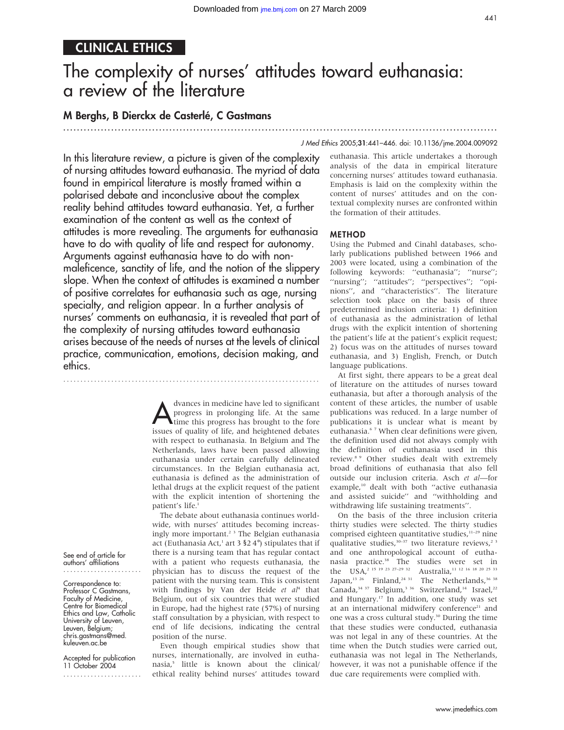## CLINICAL ETHICS

# The complexity of nurses' attitudes toward euthanasia: a review of the literature

### M Berghs, B Dierckx de Casterlé, C Gastmans

*J Med Ethics* 2005;**31**:441–446. doi: 10.1136/jme.2004.009092

In this literature review, a picture is given of the complexity of nursing attitudes toward euthanasia. The myriad of data found in empirical literature is mostly framed within a polarised debate and inconclusive about the complex reality behind attitudes toward euthanasia. Yet, a further examination of the content as well as the context of attitudes is more revealing. The arguments for euthanasia have to do with quality of life and respect for autonomy. Arguments against euthanasia have to do with non-maleficence, sanctity of life, and the notion of the slippery slope. When the context of attitudes is examined a number of positive correlates for euthanasia such as age, nursing specialty, and religion appear. In a further analysis of nurses' comments on euthanasia, it is revealed that part of the complexity of nursing attitudes toward euthanasia arises because of the needs of nurses at the levels of clinical practice, communication, emotions, decision making, and ethics.

See end of article for authors' affiliations

Correspondence to: Professor C Gastmans, Faculty of Medicine, Centre for Biomedical Ethics and Law, Catholic University of Leuven, Leuven, Belgium; chris.gastmans@med.kuleuven.ac.be

Accepted for publication 11 October 2004

Advances in medicine have led to significant progress in prolonging life. At the same time this progress has brought to the fore issues of quality of life, and heightened debates with respect to euthanasia. In Belgium and The Netherlands, laws have been passed allowing euthanasia under certain carefully delineated circumstances. In the Belgian euthanasia act, euthanasia is defined as the administration of lethal drugs at the explicit request of the patient with the explicit intention of shortening the patient's life.[1]

The debate about euthanasia continues worldwide, with nurses' attitudes becoming increasingly more important.[2 3] The Belgian euthanasia act (Euthanasia Act,[1] art 3 §2 4°) stipulates that if there is a nursing team that has regular contact with a patient who requests euthanasia, the physician has to discuss the request of the patient with the nursing team. This is consistent with findings by Van der Heide *et al*[4] that Belgium, out of six countries that were studied in Europe, had the highest rate (57%) of nursing staff consultation by a physician, with respect to end of life decisions, indicating the central position of the nurse.

Even though empirical studies show that nurses, internationally, are involved in euthanasia,[5] little is known about the clinical/ethical reality behind nurses' attitudes toward euthanasia. This article undertakes a thorough analysis of the data in empirical literature concerning nurses' attitudes toward euthanasia. Emphasis is laid on the complexity within the content of nurses' attitudes and on the contextual complexity nurses are confronted within the formation of their attitudes.

## METHOD

Using the Pubmed and Cinahl databases, scholarly publications published between 1966 and 2003 were located, using a combination of the following keywords: "euthanasia"; "nurse"; "nursing"; "attitudes"; "perspectives"; "opinions", and "characteristics". The literature selection took place on the basis of three predetermined inclusion criteria: 1) definition of euthanasia as the administration of lethal drugs with the explicit intention of shortening the patient's life at the patient's explicit request; 2) focus was on the attitudes of nurses toward euthanasia, and 3) English, French, or Dutch language publications.

At first sight, there appears to be a great deal of literature on the attitudes of nurses toward euthanasia, but after a thorough analysis of the content of these articles, the number of usable publications was reduced. In a large number of publications it is unclear what is meant by euthanasia.[6 7] When clear definitions were given, the definition used did not always comply with the definition of euthanasia used in this review.[8 9] Other studies dealt with extremely broad definitions of euthanasia that also fell outside our inclusion criteria. Asch *et al*—for example,[10] dealt with both "active euthanasia and assisted suicide" and "withholding and withdrawing life sustaining treatments".

On the basis of the three inclusion criteria thirty studies were selected. The thirty studies comprised eighteen quantitative studies,[11–29] nine qualitative studies,[30–37] two literature reviews,[2 3] and one anthropological account of euthanasia practice.[38] The studies were set in the USA,[2 15 19 23 27–29 32] Australia,[11 12 16 18 20 25 33] Japan,[13 26] Finland,[24 31] The Netherlands,[36 38] Canada,[34 37] Belgium,[3 36] Switzerland,[14] Israel,[22] and Hungary.[17] In addition, one study was set at an international midwifery conference[21] and one was a cross cultural study.[30] During the time that these studies were conducted, euthanasia was not legal in any of these countries. At the time when the Dutch studies were carried out, euthanasia was not legal in The Netherlands, however, it was not a punishable offence if the due care requirements were complied with.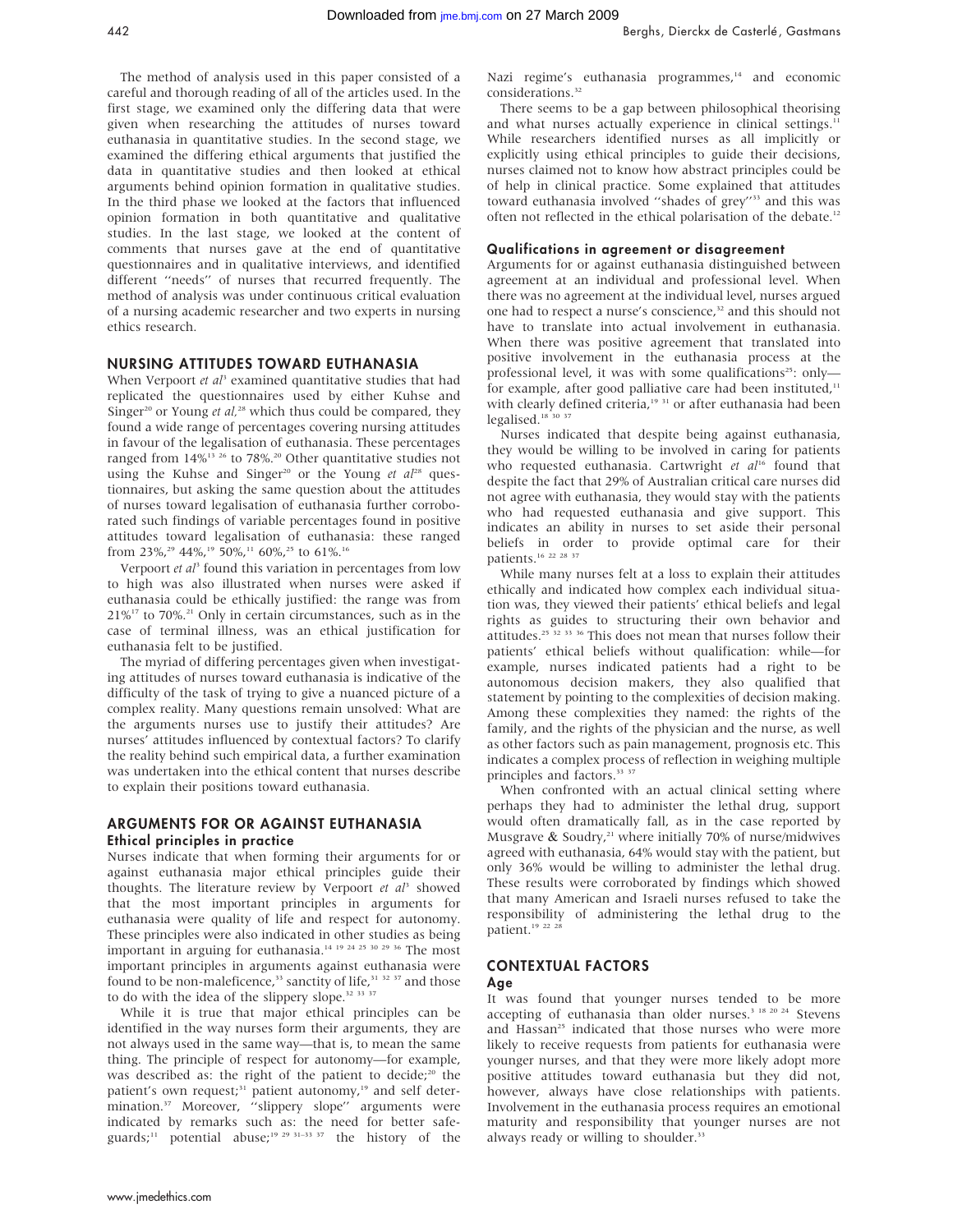The method of analysis used in this paper consisted of a careful and thorough reading of all of the articles used. In the first stage, we examined only the differing data that were given when researching the attitudes of nurses toward euthanasia in quantitative studies. In the second stage, we examined the differing ethical arguments that justified the data in quantitative studies and then looked at ethical arguments behind opinion formation in qualitative studies. In the third phase we looked at the factors that influenced opinion formation in both quantitative and qualitative studies. In the last stage, we looked at the content of comments that nurses gave at the end of quantitative questionnaires and in qualitative interviews, and identified different "needs" of nurses that recurred frequently. The method of analysis was under continuous critical evaluation of a nursing academic researcher and two experts in nursing ethics research.

## NURSING ATTITUDES TOWARD EUTHANASIA

When Verpoort *et al*[3] examined quantitative studies that had replicated the questionnaires used by either Kuhse and Singer[20] or Young *et al*,[28] which thus could be compared, they found a wide range of percentages covering nursing attitudes in favour of the legalisation of euthanasia. These percentages ranged from 14%[13 26] to 78%.[20] Other quantitative studies not using the Kuhse and Singer[20] or the Young *et al*[28] questionnaires, but asking the same question about the attitudes of nurses toward legalisation of euthanasia further corroborated such findings of variable percentages found in positive attitudes toward legalisation of euthanasia: these ranged from 23%,[29] 44%,[19] 50%,[11] 60%,[25] to 61%.[16]

Verpoort *et al*[3] found this variation in percentages from low to high was also illustrated when nurses were asked if euthanasia could be ethically justified: the range was from 21%[17] to 70%.[21] Only in certain circumstances, such as in the case of terminal illness, was an ethical justification for euthanasia felt to be justified.

The myriad of differing percentages given when investigating attitudes of nurses toward euthanasia is indicative of the difficulty of the task of trying to give a nuanced picture of a complex reality. Many questions remain unsolved: What are the arguments nurses use to justify their attitudes? Are nurses' attitudes influenced by contextual factors? To clarify the reality behind such empirical data, a further examination was undertaken into the ethical content that nurses describe to explain their positions toward euthanasia.

## ARGUMENTS FOR OR AGAINST EUTHANASIA

### Ethical principles in practice

Nurses indicate that when forming their arguments for or against euthanasia major ethical principles guide their thoughts. The literature review by Verpoort *et al*[3] showed that the most important principles in arguments for euthanasia were quality of life and respect for autonomy. These principles were also indicated in other studies as being important in arguing for euthanasia.[14 19 24 25 30 29 36] The most important principles in arguments against euthanasia were found to be non-maleficence,[33] sanctity of life,[31 32 37] and those to do with the idea of the slippery slope.[32 33 37]

While it is true that major ethical principles can be identified in the way nurses form their arguments, they are not always used in the same way—that is, to mean the same thing. The principle of respect for autonomy—for example, was described as: the right of the patient to decide;[20] the patient's own request;[31] patient autonomy,[19] and self determination.[37] Moreover, "slippery slope" arguments were indicated by remarks such as: the need for better safeguards;[11] potential abuse;[19 29 31–33 37] the history of the Nazi regime's euthanasia programmes,[14] and economic considerations.[32]

There seems to be a gap between philosophical theorising and what nurses actually experience in clinical settings.[11] While researchers identified nurses as all implicitly or explicitly using ethical principles to guide their decisions, nurses claimed not to know how abstract principles could be of help in clinical practice. Some explained that attitudes toward euthanasia involved "shades of grey"[33] and this was often not reflected in the ethical polarisation of the debate.[12]

### Qualifications in agreement or disagreement

Arguments for or against euthanasia distinguished between agreement at an individual and professional level. When there was no agreement at the individual level, nurses argued one had to respect a nurse's conscience,[32] and this should not have to translate into actual involvement in euthanasia. When there was positive agreement that translated into positive involvement in the euthanasia process at the professional level, it was with some qualifications[25]: only—for example, after good palliative care had been instituted,[11] with clearly defined criteria,[19 31] or after euthanasia had been legalised.[18 30 37]

Nurses indicated that despite being against euthanasia, they would be willing to be involved in caring for patients who requested euthanasia. Cartwright *et al*[16] found that despite the fact that 29% of Australian critical care nurses did not agree with euthanasia, they would stay with the patients who had requested euthanasia and give support. This indicates an ability in nurses to set aside their personal beliefs in order to provide optimal care for their patients.[16 22 28 37]

While many nurses felt at a loss to explain their attitudes ethically and indicated how complex each individual situation was, they viewed their patients' ethical beliefs and legal rights as guides to structuring their own behavior and attitudes.[25 32 33 36] This does not mean that nurses follow their patients' ethical beliefs without qualification: while—for example, nurses indicated patients had a right to be autonomous decision makers, they also qualified that statement by pointing to the complexities of decision making. Among these complexities they named: the rights of the family, and the rights of the physician and the nurse, as well as other factors such as pain management, prognosis etc. This indicates a complex process of reflection in weighing multiple principles and factors.[33 37]

When confronted with an actual clinical setting where perhaps they had to administer the lethal drug, support would often dramatically fall, as in the case reported by Musgrave & Soudry,[21] where initially 70% of nurse/midwives agreed with euthanasia, 64% would stay with the patient, but only 36% would be willing to administer the lethal drug. These results were corroborated by findings which showed that many American and Israeli nurses refused to take the responsibility of administering the lethal drug to the patient.[19 22 28]

## CONTEXTUAL FACTORS

### Age

It was found that younger nurses tended to be more accepting of euthanasia than older nurses.[3 18 20 24] Stevens and Hassan[25] indicated that those nurses who were more likely to receive requests from patients for euthanasia were younger nurses, and that they were more likely adopt more positive attitudes toward euthanasia but they did not, however, always have close relationships with patients. Involvement in the euthanasia process requires an emotional maturity and responsibility that younger nurses are not always ready or willing to shoulder.[33]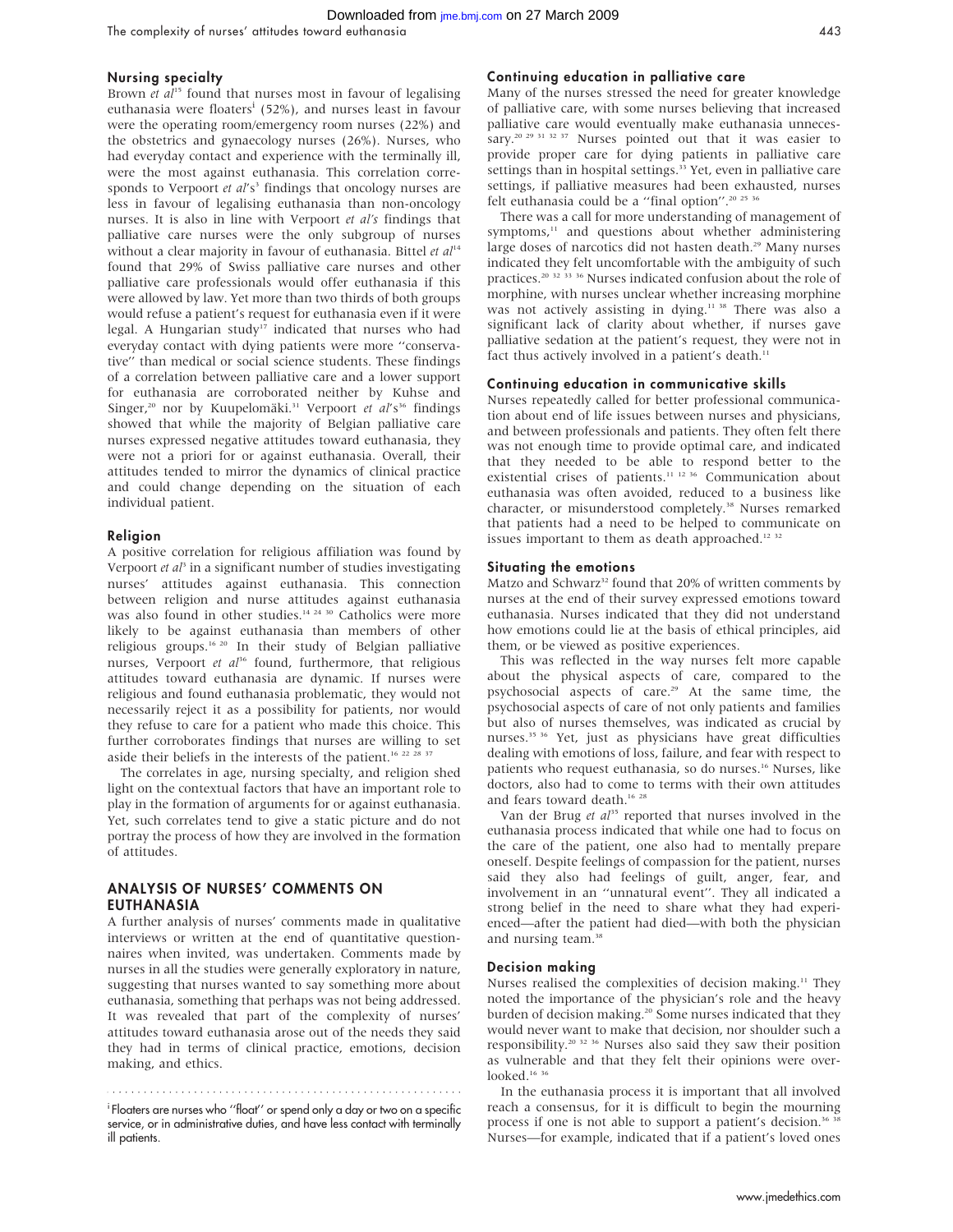### Nursing specialty

Brown *et al*[15] found that nurses most in favour of legalising euthanasia were floaters[i] (52%), and nurses least in favour were the operating room/emergency room nurses (22%) and the obstetrics and gynaecology nurses (26%). Nurses, who had everyday contact and experience with the terminally ill, were the most against euthanasia. This correlation corresponds to Verpoort *et al*'s[3] findings that oncology nurses are less in favour of legalising euthanasia than non-oncology nurses. It is also in line with Verpoort *et al's* findings that palliative care nurses were the only subgroup of nurses without a clear majority in favour of euthanasia. Bittel *et al*[14] found that 29% of Swiss palliative care nurses and other palliative care professionals would offer euthanasia if this were allowed by law. Yet more than two thirds of both groups would refuse a patient's request for euthanasia even if it were legal. A Hungarian study[17] indicated that nurses who had everyday contact with dying patients were more "conservative" than medical or social science students. These findings of a correlation between palliative care and a lower support for euthanasia are corroborated neither by Kuhse and Singer,[20] nor by Kuupelomäki.[31] Verpoort *et al*'s[36] findings showed that while the majority of Belgian palliative care nurses expressed negative attitudes toward euthanasia, they were not a priori for or against euthanasia. Overall, their attitudes tended to mirror the dynamics of clinical practice and could change depending on the situation of each individual patient.

### Religion

A positive correlation for religious affiliation was found by Verpoort *et al*[3] in a significant number of studies investigating nurses' attitudes against euthanasia. This connection between religion and nurse attitudes against euthanasia was also found in other studies.[14 24 30] Catholics were more likely to be against euthanasia than members of other religious groups.[16 20] In their study of Belgian palliative nurses, Verpoort *et al*[36] found, furthermore, that religious attitudes toward euthanasia are dynamic. If nurses were religious and found euthanasia problematic, they would not necessarily reject it as a possibility for patients, nor would they refuse to care for a patient who made this choice. This further corroborates findings that nurses are willing to set aside their beliefs in the interests of the patient.[16 22 28 37]

The correlates in age, nursing specialty, and religion shed light on the contextual factors that have an important role to play in the formation of arguments for or against euthanasia. Yet, such correlates tend to give a static picture and do not portray the process of how they are involved in the formation of attitudes.

## ANALYSIS OF NURSES' COMMENTS ON EUTHANASIA

A further analysis of nurses' comments made in qualitative interviews or written at the end of quantitative questionnaires when invited, was undertaken. Comments made by nurses in all the studies were generally exploratory in nature, suggesting that nurses wanted to say something more about euthanasia, something that perhaps was not being addressed. It was revealed that part of the complexity of nurses' attitudes toward euthanasia arose out of the needs they said they had in terms of clinical practice, emotions, decision making, and ethics.

[i] Floaters are nurses who "float" or spend only a day or two on a specific service, or in administrative duties, and have less contact with terminally ill patients.

### Continuing education in palliative care

Many of the nurses stressed the need for greater knowledge of palliative care, with some nurses believing that increased palliative care would eventually make euthanasia unnecessary.[20 29 31 32 37] Nurses pointed out that it was easier to provide proper care for dying patients in palliative care settings than in hospital settings.[33] Yet, even in palliative care settings, if palliative measures had been exhausted, nurses felt euthanasia could be a "final option".[20 25 36]

There was a call for more understanding of management of symptoms,[11] and questions about whether administering large doses of narcotics did not hasten death.[29] Many nurses indicated they felt uncomfortable with the ambiguity of such practices.[20 32 33 36] Nurses indicated confusion about the role of morphine, with nurses unclear whether increasing morphine was not actively assisting in dying.[11 38] There was also a significant lack of clarity about whether, if nurses gave palliative sedation at the patient's request, they were not in fact thus actively involved in a patient's death.[11]

### Continuing education in communicative skills

Nurses repeatedly called for better professional communication about end of life issues between nurses and physicians, and between professionals and patients. They often felt there was not enough time to provide optimal care, and indicated that they needed to be able to respond better to the existential crises of patients.[11 12 36] Communication about euthanasia was often avoided, reduced to a business like character, or misunderstood completely.[38] Nurses remarked that patients had a need to be helped to communicate on issues important to them as death approached.[12 32]

### Situating the emotions

Matzo and Schwarz[32] found that 20% of written comments by nurses at the end of their survey expressed emotions toward euthanasia. Nurses indicated that they did not understand how emotions could lie at the basis of ethical principles, aid them, or be viewed as positive experiences.

This was reflected in the way nurses felt more capable about the physical aspects of care, compared to the psychosocial aspects of care.[29] At the same time, the psychosocial aspects of care of not only patients and families but also of nurses themselves, was indicated as crucial by nurses.[35 36] Yet, just as physicians have great difficulties dealing with emotions of loss, failure, and fear with respect to patients who request euthanasia, so do nurses.[16] Nurses, like doctors, also had to come to terms with their own attitudes and fears toward death.[16 28]

Van der Brug *et al*[35] reported that nurses involved in the euthanasia process indicated that while one had to focus on the care of the patient, one also had to mentally prepare oneself. Despite feelings of compassion for the patient, nurses said they also had feelings of guilt, anger, fear, and involvement in an "unnatural event". They all indicated a strong belief in the need to share what they had experienced—after the patient had died—with both the physician and nursing team.[38]

### Decision making

Nurses realised the complexities of decision making.[11] They noted the importance of the physician's role and the heavy burden of decision making.[20] Some nurses indicated that they would never want to make that decision, nor shoulder such a responsibility.[20 32 36] Nurses also said they saw their position as vulnerable and that they felt their opinions were overlooked.[16 36]

In the euthanasia process it is important that all involved reach a consensus, for it is difficult to begin the mourning process if one is not able to support a patient's decision.[36 38] Nurses—for example, indicated that if a patient's loved ones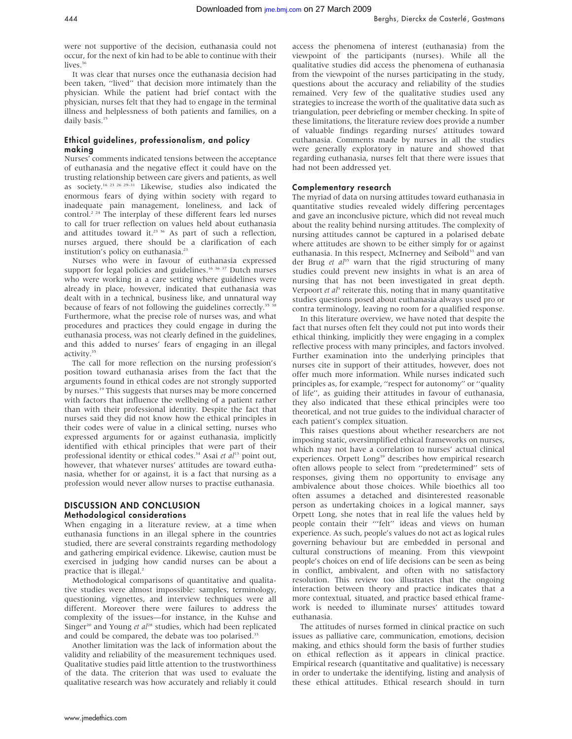were not supportive of the decision, euthanasia could not occur, for the next of kin had to be able to continue with their lives.[36]

It was clear that nurses once the euthanasia decision had been taken, ''lived'' that decision more intimately than the physician. While the patient had brief contact with the physician, nurses felt that they had to engage in the terminal illness and helplessness of both patients and families, on a daily basis.[15]

### Ethical guidelines, professionalism, and policy making

Nurses' comments indicated tensions between the acceptance of euthanasia and the negative effect it could have on the trusting relationship between care givers and patients, as well as society.[16 23 26 29–31] Likewise, studies also indicated the enormous fears of dying within society with regard to inadequate pain management, loneliness, and lack of control.[2 24] The interplay of these different fears led nurses to call for truer reflection on values held about euthanasia and attitudes toward it.[23 36] As part of such a reflection, nurses argued, there should be a clarification of each institution's policy on euthanasia.[23]

Nurses who were in favour of euthanasia expressed support for legal policies and guidelines.[16 36 37] Dutch nurses who were working in a care setting where guidelines were already in place, however, indicated that euthanasia was dealt with in a technical, business like, and unnatural way because of fears of not following the guidelines correctly.[35 38] Furthermore, what the precise role of nurses was, and what procedures and practices they could engage in during the euthanasia process, was not clearly defined in the guidelines, and this added to nurses' fears of engaging in an illegal activity.[35]

The call for more reflection on the nursing profession's position toward euthanasia arises from the fact that the arguments found in ethical codes are not strongly supported by nurses.[19] This suggests that nurses may be more concerned with factors that influence the wellbeing of a patient rather than with their professional identity. Despite the fact that nurses said they did not know how the ethical principles in their codes were of value in a clinical setting, nurses who expressed arguments for or against euthanasia, implicitly identified with ethical principles that were part of their professional identity or ethical codes.[34] Asai *et al*[13] point out, however, that whatever nurses' attitudes are toward euthanasia, whether for or against, it is a fact that nursing as a profession would never allow nurses to practise euthanasia.

## DISCUSSION AND CONCLUSION

### Methodological considerations

When engaging in a literature review, at a time when euthanasia functions in an illegal sphere in the countries studied, there are several constraints regarding methodology and gathering empirical evidence. Likewise, caution must be exercised in judging how candid nurses can be about a practice that is illegal.[2]

Methodological comparisons of quantitative and qualitative studies were almost impossible: samples, terminology, questioning, vignettes, and interview techniques were all different. Moreover there were failures to address the complexity of the issues—for instance, in the Kuhse and Singer[20] and Young *et al*[28] studies, which had been replicated and could be compared, the debate was too polarised.[33]

Another limitation was the lack of information about the validity and reliability of the measurement techniques used. Qualitative studies paid little attention to the trustworthiness of the data. The criterion that was used to evaluate the qualitative research was how accurately and reliably it could access the phenomena of interest (euthanasia) from the viewpoint of the participants (nurses). While all the qualitative studies did access the phenomena of euthanasia from the viewpoint of the nurses participating in the study, questions about the accuracy and reliability of the studies remained. Very few of the qualitative studies used any strategies to increase the worth of the qualitative data such as triangulation, peer debriefing or member checking. In spite of these limitations, the literature review does provide a number of valuable findings regarding nurses' attitudes toward euthanasia. Comments made by nurses in all the studies were generally exploratory in nature and showed that regarding euthanasia, nurses felt that there were issues that had not been addressed yet.

### Complementary research

The myriad of data on nursing attitudes toward euthanasia in quantitative studies revealed widely differing percentages and gave an inconclusive picture, which did not reveal much about the reality behind nursing attitudes. The complexity of nursing attitudes cannot be captured in a polarised debate where attitudes are shown to be either simply for or against euthanasia. In this respect, McInerney and Seibold[33] and van der Brug *et al*[35] warn that the rigid structuring of many studies could prevent new insights in what is an area of nursing that has not been investigated in great depth. Verpoort *et al*[5] reiterate this, noting that in many quantitative studies questions posed about euthanasia always used pro or contra terminology, leaving no room for a qualified response.

In this literature overview, we have noted that despite the fact that nurses often felt they could not put into words their ethical thinking, implicitly they were engaging in a complex reflective process with many principles, and factors involved. Further examination into the underlying principles that nurses cite in support of their attitudes, however, does not offer much more information. While nurses indicated such principles as, for example, ''respect for autonomy'' or ''quality of life'', as guiding their attitudes in favour of euthanasia, they also indicated that these ethical principles were too theoretical, and not true guides to the individual character of each patient's complex situation.

This raises questions about whether researchers are not imposing static, oversimplified ethical frameworks on nurses, which may not have a correlation to nurses' actual clinical experiences. Orpett Long[39] describes how empirical research often allows people to select from ''predetermined'' sets of responses, giving them no opportunity to envisage any ambivalence about those choices. While bioethics all too often assumes a detached and disinterested reasonable person as undertaking choices in a logical manner, says Orpett Long, she notes that in real life the values held by people contain their '''felt'' ideas and views on human experience. As such, people's values do not act as logical rules governing behaviour but are embedded in personal and cultural constructions of meaning. From this viewpoint people's choices on end of life decisions can be seen as being in conflict, ambivalent, and often with no satisfactory resolution. This review too illustrates that the ongoing interaction between theory and practice indicates that a more contextual, situated, and practice based ethical framework is needed to illuminate nurses' attitudes toward euthanasia.

The attitudes of nurses formed in clinical practice on such issues as palliative care, communication, emotions, decision making, and ethics should form the basis of further studies on ethical reflection as it appears in clinical practice. Empirical research (quantitative and qualitative) is necessary in order to undertake the identifying, listing and analysis of these ethical attitudes. Ethical research should in turn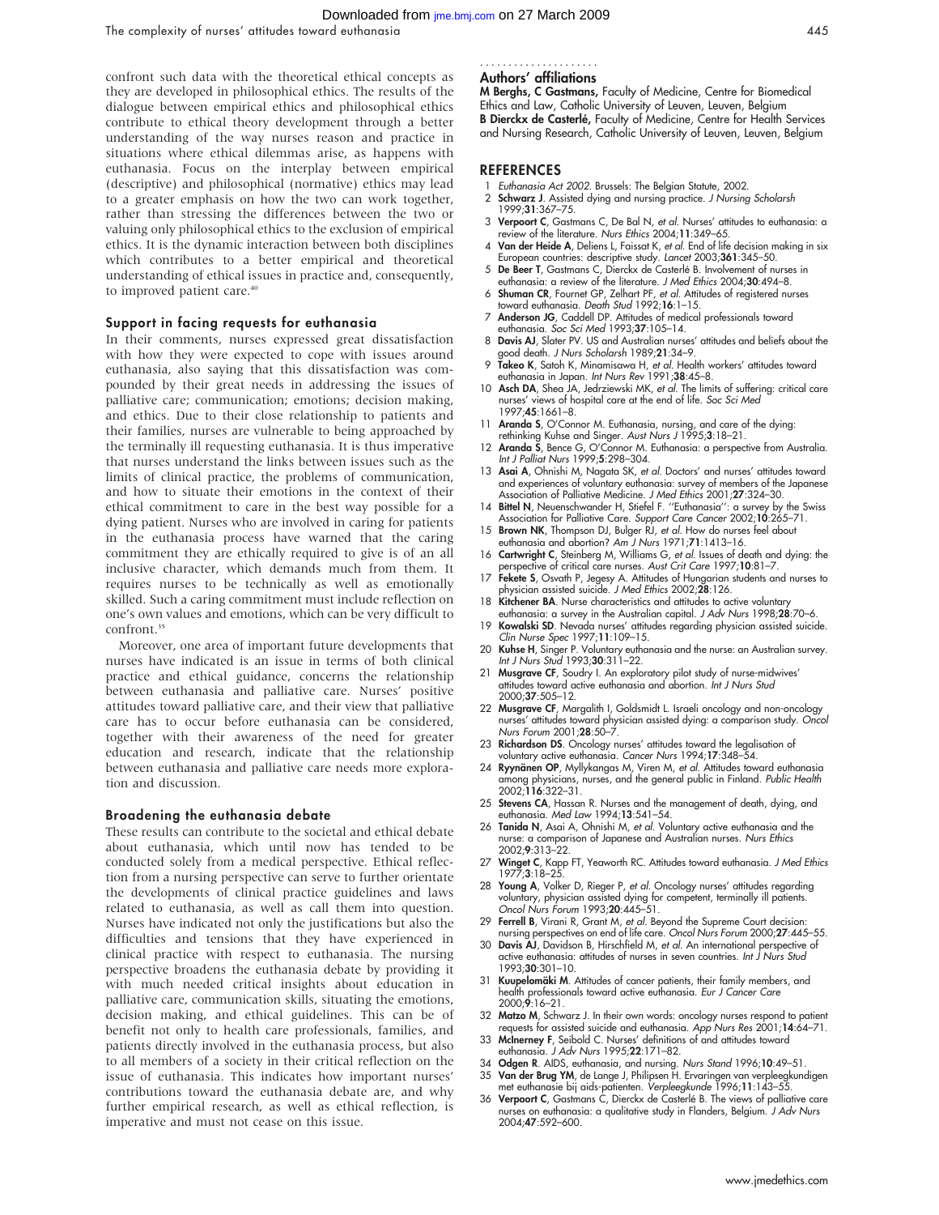confront such data with the theoretical ethical concepts as they are developed in philosophical ethics. The results of the dialogue between empirical ethics and philosophical ethics contribute to ethical theory development through a better understanding of the way nurses reason and practice in situations where ethical dilemmas arise, as happens with euthanasia. Focus on the interplay between empirical (descriptive) and philosophical (normative) ethics may lead to a greater emphasis on how the two can work together, rather than stressing the differences between the two or valuing only philosophical ethics to the exclusion of empirical ethics. It is the dynamic interaction between both disciplines which contributes to a better empirical and theoretical understanding of ethical issues in practice and, consequently, to improved patient care.[40]

### Support in facing requests for euthanasia

In their comments, nurses expressed great dissatisfaction with how they were expected to cope with issues around euthanasia, also saying that this dissatisfaction was compounded by their great needs in addressing the issues of palliative care; communication; emotions; decision making, and ethics. Due to their close relationship to patients and their families, nurses are vulnerable to being approached by the terminally ill requesting euthanasia. It is thus imperative that nurses understand the links between issues such as the limits of clinical practice, the problems of communication, and how to situate their emotions in the context of their ethical commitment to care in the best way possible for a dying patient. Nurses who are involved in caring for patients in the euthanasia process have warned that the caring commitment they are ethically required to give is of an all inclusive character, which demands much from them. It requires nurses to be technically as well as emotionally skilled. Such a caring commitment must include reflection on one's own values and emotions, which can be very difficult to confront.[35]

Moreover, one area of important future developments that nurses have indicated is an issue in terms of both clinical practice and ethical guidance, concerns the relationship between euthanasia and palliative care. Nurses' positive attitudes toward palliative care, and their view that palliative care has to occur before euthanasia can be considered, together with their awareness of the need for greater education and research, indicate that the relationship between euthanasia and palliative care needs more exploration and discussion.

### Broadening the euthanasia debate

These results can contribute to the societal and ethical debate about euthanasia, which until now has tended to be conducted solely from a medical perspective. Ethical reflection from a nursing perspective can serve to further orientate the developments of clinical practice guidelines and laws related to euthanasia, as well as call them into question. Nurses have indicated not only the justifications but also the difficulties and tensions that they have experienced in clinical practice with respect to euthanasia. The nursing perspective broadens the euthanasia debate by providing it with much needed critical insights about education in palliative care, communication skills, situating the emotions, decision making, and ethical guidelines. This can be of benefit not only to health care professionals, families, and patients directly involved in the euthanasia process, but also to all members of a society in their critical reflection on the issue of euthanasia. This indicates how important nurses' contributions toward the euthanasia debate are, and why further empirical research, as well as ethical reflection, is imperative and must not cease on this issue.

### Authors' affiliations

**M Berghs, C Gastmans,** Faculty of Medicine, Centre for Biomedical Ethics and Law, Catholic University of Leuven, Leuven, Belgium
**B Dierckx de Casterlé,** Faculty of Medicine, Centre for Health Services and Nursing Research, Catholic University of Leuven, Leuven, Belgium

## REFERENCES

1. *Euthanasia Act 2002*. Brussels: The Belgian Statute, 2002.
2. **Schwarz J**. Assisted dying and nursing practice. *J Nursing Scholarsh* 1999;**31**:367–75.
3. **Verpoort C**, Gastmans C, De Bal N, *et al*. Nurses' attitudes to euthanasia: a review of the literature. *Nurs Ethics* 2004;**11**:349–65.
4. **Van der Heide A**, Deliens L, Faissat K, *et al*. End of life decision making in six European countries: descriptive study. *Lancet* 2003;**361**:345–50.
5. **De Beer T**, Gastmans C, Dierckx de Casterlé B. Involvement of nurses in euthanasia: a review of the literature. *J Med Ethics* 2004;**30**:494–8.
6. **Shuman CR**, Fournet GP, Zelhart PF, *et al*. Attitudes of registered nurses toward euthanasia. *Death Stud* 1992;**16**:1–15.
7. **Anderson JG**, Caddell DP. Attitudes of medical professionals toward euthanasia. *Soc Sci Med* 1993;**37**:105–14.
8. **Davis AJ**, Slater PV. US and Australian nurses' attitudes and beliefs about the good death. *J Nurs Scholarsh* 1989;**21**:34–9.
9. **Takeo K**, Satoh K, Minamisawa H, *et al*. Health workers' attitudes toward euthanasia in Japan. *Int Nurs Rev* 1991;**38**:45–8.
10. **Asch DA**, Shea JA, Jedrziewski MK, *et al*. The limits of suffering: critical care nurses' views of hospital care at the end of life. *Soc Sci Med* 1997;**45**:1661–8.
11. **Aranda S**, O'Connor M. Euthanasia, nursing, and care of the dying: rethinking Kuhse and Singer. *Aust Nurs J* 1995;**3**:18–21.
12. **Aranda S**, Bence G, O'Connor M. Euthanasia: a perspective from Australia. *Int J Palliat Nurs* 1999;**5**:298–304.
13. **Asai A**, Ohnishi M, Nagata SK, *et al*. Doctors' and nurses' attitudes toward and experiences of voluntary euthanasia: survey of members of the Japanese Association of Palliative Medicine. *J Med Ethics* 2001;**27**:324–30.
14. **Bittel N**, Neuenschwander H, Stiefel F. ''Euthanasia'': a survey by the Swiss Association for Palliative Care. *Support Care Cancer* 2002;**10**:265–71.
15. **Brown NK**, Thompson DJ, Bulger RJ, *et al*. How do nurses feel about euthanasia and abortion? *Am J Nurs* 1971;**71**:1413–16.
16. **Cartwright C**, Steinberg M, Williams G, *et al*. Issues of death and dying: the perspective of critical care nurses. *Aust Crit Care* 1997;**10**:81–7.
17. **Fekete S**, Osvath P, Jegesy A. Attitudes of Hungarian students and nurses to physician assisted suicide. *J Med Ethics* 2002;**28**:126.
18. **Kitchener BA**. Nurse characteristics and attitudes to active voluntary euthanasia: a survey in the Australian capital. *J Adv Nurs* 1998;**28**:70–6.
19. **Kowalski SD**. Nevada nurses' attitudes regarding physician assisted suicide. *Clin Nurse Spec* 1997;**11**:109–15.
20. **Kuhse H**, Singer P. Voluntary euthanasia and the nurse: an Australian survey. *Int J Nurs Stud* 1993;**30**:311–22.
21. **Musgrave CF**, Soudry I. An exploratory pilot study of nurse-midwives' attitudes toward active euthanasia and abortion. *Int J Nurs Stud* 2000;**37**:505–12.
22. **Musgrave CF**, Margalith I, Goldsmidt L. Israeli oncology and non-oncology nurses' attitudes toward physician assisted dying: a comparison study. *Oncol Nurs Forum* 2001;**28**:50–7.
23. **Richardson DS**. Oncology nurses' attitudes toward the legalisation of voluntary active euthanasia. *Cancer Nurs* 1994;**17**:348–54.
24. **Ryynänen OP**, Myllykangas M, Viren M, *et al*. Attitudes toward euthanasia among physicians, nurses, and the general public in Finland. *Public Health* 2002;**116**:322–31.
25. **Stevens CA**, Hassan R. Nurses and the management of death, dying, and euthanasia. *Med Law* 1994;**13**:541–54.
26. **Tanida N**, Asai A, Ohnishi M, *et al*. Voluntary active euthanasia and the nurse: a comparison of Japanese and Australian nurses. *Nurs Ethics* 2002;**9**:313–22.
27. **Winget C**, Kapp FT, Yeaworth RC. Attitudes toward euthanasia. *J Med Ethics* 1977;**3**:18–25.
28. **Young A**, Volker D, Rieger P, *et al*. Oncology nurses' attitudes regarding voluntary, physician assisted dying for competent, terminally ill patients. *Oncol Nurs Forum* 1993;**20**:445–51.
29. **Ferrell B**, Virani R, Grant M, *et al*. Beyond the Supreme Court decision: nursing perspectives on end of life care. *Oncol Nurs Forum* 2000;**27**:445–55.
30. **Davis AJ**, Davidson B, Hirschfield M, *et al*. An international perspective of active euthanasia: attitudes of nurses in seven countries. *Int J Nurs Stud* 1993;**30**:301–10.
31. **Kuupelomäki M**. Attitudes of cancer patients, their family members, and health professionals toward active euthanasia. *Eur J Cancer Care* 2000;**9**:16–21.
32. **Matzo M**, Schwarz J. In their own words: oncology nurses respond to patient requests for assisted suicide and euthanasia. *App Nurs Res* 2001;**14**:64–71.
33. **McInerney F**, Seibold C. Nurses' definitions of and attitudes toward euthanasia. *J Adv Nurs* 1995;**22**:171–82.
34. **Odgen R**. AIDS, euthanasia, and nursing. *Nurs Stand* 1996;**10**:49–51.
35. **Van der Brug YM**, de Lange J, Philipsen H. Ervaringen van verpleegkundigen met euthanasie bij aids-patiënten. *Verpleegkunde* 1996;**11**:143–55.
36. **Verpoort C**, Gastmans C, Dierckx de Casterlé B. The views of palliative care nurses on euthanasia: a qualitative study in Flanders, Belgium. *J Adv Nurs* 2004;**47**:592–600.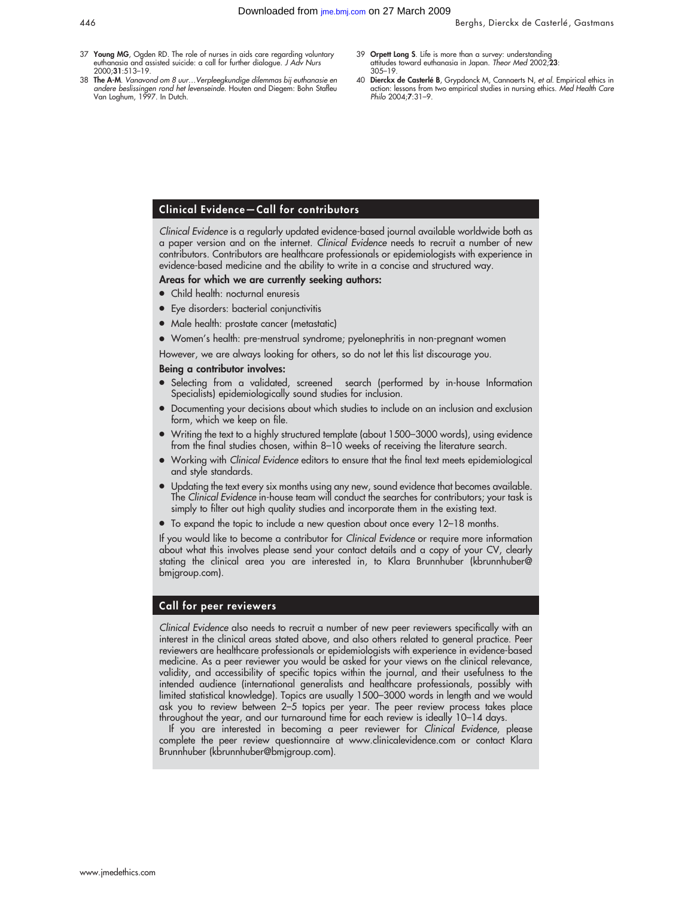37 **Young MG**, Ogden RD. The role of nurses in aids care regarding voluntary euthanasia and assisted suicide: a call for further dialogue. *J Adv Nurs* 2000;**31**:513–19.

38 **The A-M**. *Vanavond om 8 uur…Verpleegkundige dilemmas bij euthanasie en andere beslissingen rond het levenseinde*. Houten and Diegem: Bohn Stafleu Van Loghum, 1997. In Dutch.

39 **Orpett Long S**. Life is more than a survey: understanding attitudes toward euthanasia in Japan. *Theor Med* 2002;**23**: 305–19.

40 **Dierckx de Casterlé B**, Grypdonck M, Cannaerts N, *et al*. Empirical ethics in action: lessons from two empirical studies in nursing ethics. *Med Health Care Philo* 2004;**7**:31–9.

## Clinical Evidence—Call for contributors

*Clinical Evidence* is a regularly updated evidence-based journal available worldwide both as a paper version and on the internet. *Clinical Evidence* needs to recruit a number of new contributors. Contributors are healthcare professionals or epidemiologists with experience in evidence-based medicine and the ability to write in a concise and structured way.

**Areas for which we are currently seeking authors:**

- Child health: nocturnal enuresis
- Eye disorders: bacterial conjunctivitis
- Male health: prostate cancer (metastatic)
- Women's health: pre-menstrual syndrome; pyelonephritis in non-pregnant women

However, we are always looking for others, so do not let this list discourage you.

**Being a contributor involves:**

- Selecting from a validated, screened search (performed by in-house Information Specialists) epidemiologically sound studies for inclusion.
- Documenting your decisions about which studies to include on an inclusion and exclusion form, which we keep on file.
- Writing the text to a highly structured template (about 1500–3000 words), using evidence from the final studies chosen, within 8–10 weeks of receiving the literature search.
- Working with *Clinical Evidence* editors to ensure that the final text meets epidemiological and style standards.
- Updating the text every six months using any new, sound evidence that becomes available. The *Clinical Evidence* in-house team will conduct the searches for contributors; your task is simply to filter out high quality studies and incorporate them in the existing text.
- To expand the topic to include a new question about once every 12–18 months.

If you would like to become a contributor for *Clinical Evidence* or require more information about what this involves please send your contact details and a copy of your CV, clearly stating the clinical area you are interested in, to Klara Brunnhuber (kbrunnhuber@bmjgroup.com).

## Call for peer reviewers

*Clinical Evidence* also needs to recruit a number of new peer reviewers specifically with an interest in the clinical areas stated above, and also others related to general practice. Peer reviewers are healthcare professionals or epidemiologists with experience in evidence-based medicine. As a peer reviewer you would be asked for your views on the clinical relevance, validity, and accessibility of specific topics within the journal, and their usefulness to the intended audience (international generalists and healthcare professionals, possibly with limited statistical knowledge). Topics are usually 1500–3000 words in length and we would ask you to review between 2–5 topics per year. The peer review process takes place throughout the year, and our turnaround time for each review is ideally 10–14 days.

If you are interested in becoming a peer reviewer for *Clinical Evidence*, please complete the peer review questionnaire at www.clinicalevidence.com or contact Klara Brunnhuber (kbrunnhuber@bmjgroup.com).